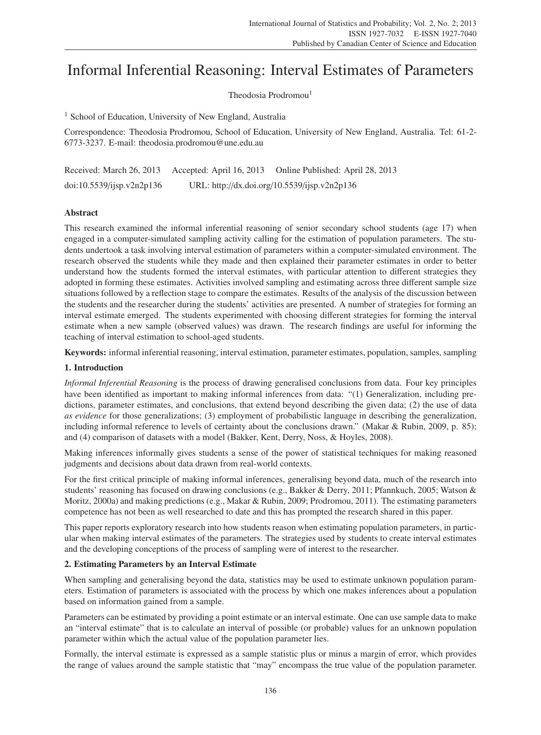# Informal Inferential Reasoning: Interval Estimates of Parameters

Theodosia Prodromou[1]

[1] School of Education, University of New England, Australia

Correspondence: Theodosia Prodromou, School of Education, University of New England, Australia. Tel: 61-2-6773-3237. E-mail: theodosia.prodromou@une.edu.au

Received: March 26, 2013 Accepted: April 16, 2013 Online Published: April 28, 2013

doi:10.5539/ijsp.v2n2p136 URL: http://dx.doi.org/10.5539/ijsp.v2n2p136

## Abstract

This research examined the informal inferential reasoning of senior secondary school students (age 17) when engaged in a computer-simulated sampling activity calling for the estimation of population parameters. The students undertook a task involving interval estimation of parameters within a computer-simulated environment. The research observed the students while they made and then explained their parameter estimates in order to better understand how the students formed the interval estimates, with particular attention to different strategies they adopted in forming these estimates. Activities involved sampling and estimating across three different sample size situations followed by a reflection stage to compare the estimates. Results of the analysis of the discussion between the students and the researcher during the students' activities are presented. A number of strategies for forming an interval estimate emerged. The students experimented with choosing different strategies for forming the interval estimate when a new sample (observed values) was drawn. The research findings are useful for informing the teaching of interval estimation to school-aged students.

**Keywords:** informal inferential reasoning, interval estimation, parameter estimates, population, samples, sampling

## 1. Introduction

*Informal Inferential Reasoning* is the process of drawing generalised conclusions from data. Four key principles have been identified as important to making informal inferences from data: "(1) Generalization, including predictions, parameter estimates, and conclusions, that extend beyond describing the given data; (2) the use of data *as evidence* for those generalizations; (3) employment of probabilistic language in describing the generalization, including informal reference to levels of certainty about the conclusions drawn." (Makar & Rubin, 2009, p. 85); and (4) comparison of datasets with a model (Bakker, Kent, Derry, Noss, & Hoyles, 2008).

Making inferences informally gives students a sense of the power of statistical techniques for making reasoned judgments and decisions about data drawn from real-world contexts.

For the first critical principle of making informal inferences, generalising beyond data, much of the research into students' reasoning has focused on drawing conclusions (e.g., Bakker & Derry, 2011; Pfannkuch, 2005; Watson & Moritz, 2000a) and making predictions (e.g., Makar & Rubin, 2009; Prodromou, 2011). The estimating parameters competence has not been as well researched to date and this has prompted the research shared in this paper.

This paper reports exploratory research into how students reason when estimating population parameters, in particular when making interval estimates of the parameters. The strategies used by students to create interval estimates and the developing conceptions of the process of sampling were of interest to the researcher.

## 2. Estimating Parameters by an Interval Estimate

When sampling and generalising beyond the data, statistics may be used to estimate unknown population parameters. Estimation of parameters is associated with the process by which one makes inferences about a population based on information gained from a sample.

Parameters can be estimated by providing a point estimate or an interval estimate. One can use sample data to make an "interval estimate" that is to calculate an interval of possible (or probable) values for an unknown population parameter within which the actual value of the population parameter lies.

Formally, the interval estimate is expressed as a sample statistic plus or minus a margin of error, which provides the range of values around the sample statistic that "may" encompass the true value of the population parameter.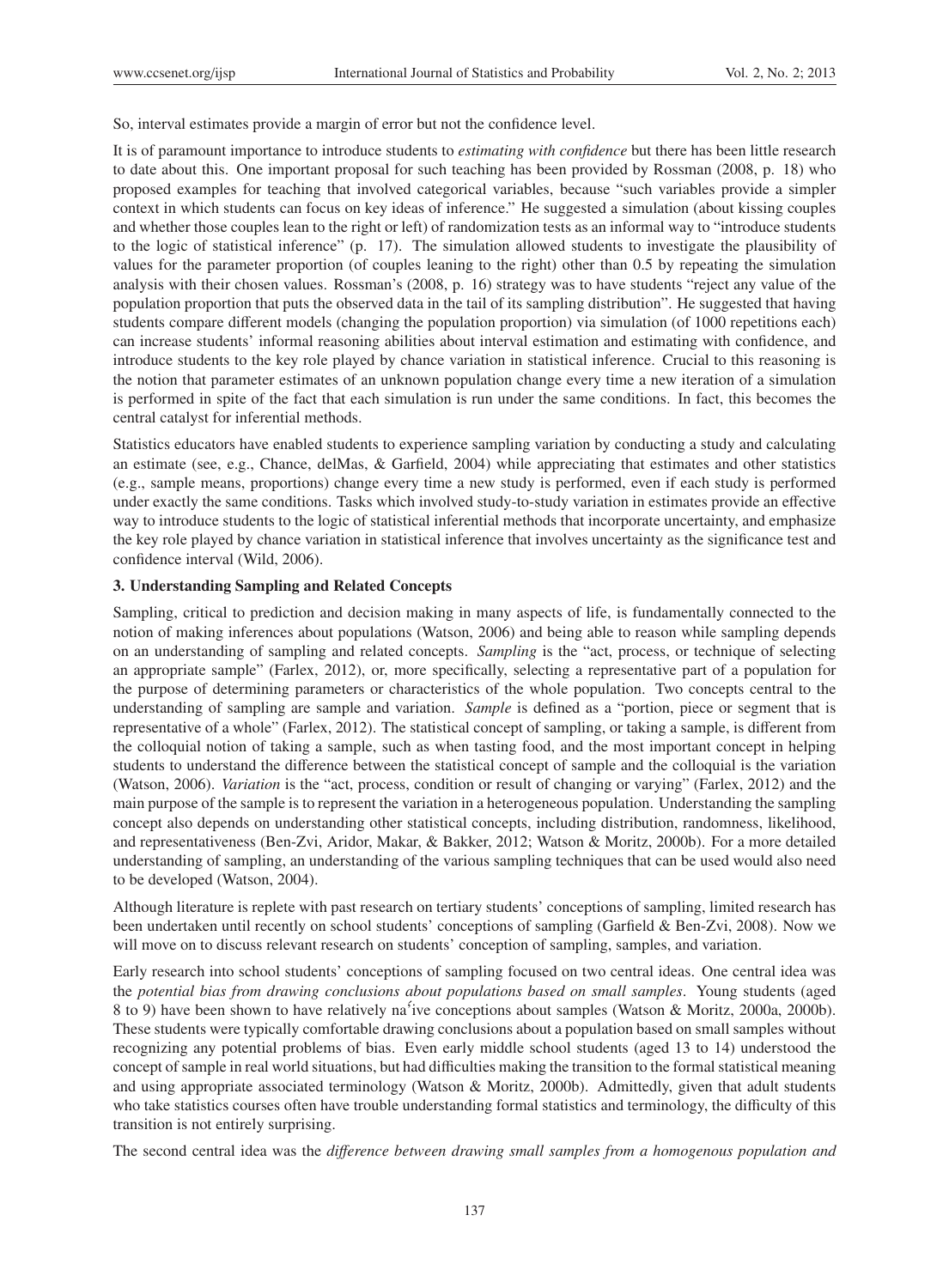So, interval estimates provide a margin of error but not the confidence level.

It is of paramount importance to introduce students to *estimating with confidence* but there has been little research to date about this. One important proposal for such teaching has been provided by Rossman (2008, p. 18) who proposed examples for teaching that involved categorical variables, because "such variables provide a simpler context in which students can focus on key ideas of inference." He suggested a simulation (about kissing couples and whether those couples lean to the right or left) of randomization tests as an informal way to "introduce students to the logic of statistical inference" (p. 17). The simulation allowed students to investigate the plausibility of values for the parameter proportion (of couples leaning to the right) other than 0.5 by repeating the simulation analysis with their chosen values. Rossman's (2008, p. 16) strategy was to have students "reject any value of the population proportion that puts the observed data in the tail of its sampling distribution". He suggested that having students compare different models (changing the population proportion) via simulation (of 1000 repetitions each) can increase students' informal reasoning abilities about interval estimation and estimating with confidence, and introduce students to the key role played by chance variation in statistical inference. Crucial to this reasoning is the notion that parameter estimates of an unknown population change every time a new iteration of a simulation is performed in spite of the fact that each simulation is run under the same conditions. In fact, this becomes the central catalyst for inferential methods.

Statistics educators have enabled students to experience sampling variation by conducting a study and calculating an estimate (see, e.g., Chance, delMas, & Garfield, 2004) while appreciating that estimates and other statistics (e.g., sample means, proportions) change every time a new study is performed, even if each study is performed under exactly the same conditions. Tasks which involved study-to-study variation in estimates provide an effective way to introduce students to the logic of statistical inferential methods that incorporate uncertainty, and emphasize the key role played by chance variation in statistical inference that involves uncertainty as the significance test and confidence interval (Wild, 2006).

## 3. Understanding Sampling and Related Concepts

Sampling, critical to prediction and decision making in many aspects of life, is fundamentally connected to the notion of making inferences about populations (Watson, 2006) and being able to reason while sampling depends on an understanding of sampling and related concepts. *Sampling* is the "act, process, or technique of selecting an appropriate sample" (Farlex, 2012), or, more specifically, selecting a representative part of a population for the purpose of determining parameters or characteristics of the whole population. Two concepts central to the understanding of sampling are sample and variation. *Sample* is defined as a "portion, piece or segment that is representative of a whole" (Farlex, 2012). The statistical concept of sampling, or taking a sample, is different from the colloquial notion of taking a sample, such as when tasting food, and the most important concept in helping students to understand the difference between the statistical concept of sample and the colloquial is the variation (Watson, 2006). *Variation* is the "act, process, condition or result of changing or varying" (Farlex, 2012) and the main purpose of the sample is to represent the variation in a heterogeneous population. Understanding the sampling concept also depends on understanding other statistical concepts, including distribution, randomness, likelihood, and representativeness (Ben-Zvi, Aridor, Makar, & Bakker, 2012; Watson & Moritz, 2000b). For a more detailed understanding of sampling, an understanding of the various sampling techniques that can be used would also need to be developed (Watson, 2004).

Although literature is replete with past research on tertiary students' conceptions of sampling, limited research has been undertaken until recently on school students' conceptions of sampling (Garfield & Ben-Zvi, 2008). Now we will move on to discuss relevant research on students' conception of sampling, samples, and variation.

Early research into school students' conceptions of sampling focused on two central ideas. One central idea was the *potential bias from drawing conclusions about populations based on small samples*. Young students (aged 8 to 9) have been shown to have relatively naïve conceptions about samples (Watson & Moritz, 2000a, 2000b). These students were typically comfortable drawing conclusions about a population based on small samples without recognizing any potential problems of bias. Even early middle school students (aged 13 to 14) understood the concept of sample in real world situations, but had difficulties making the transition to the formal statistical meaning and using appropriate associated terminology (Watson & Moritz, 2000b). Admittedly, given that adult students who take statistics courses often have trouble understanding formal statistics and terminology, the difficulty of this transition is not entirely surprising.

The second central idea was the *difference between drawing small samples from a homogenous population and*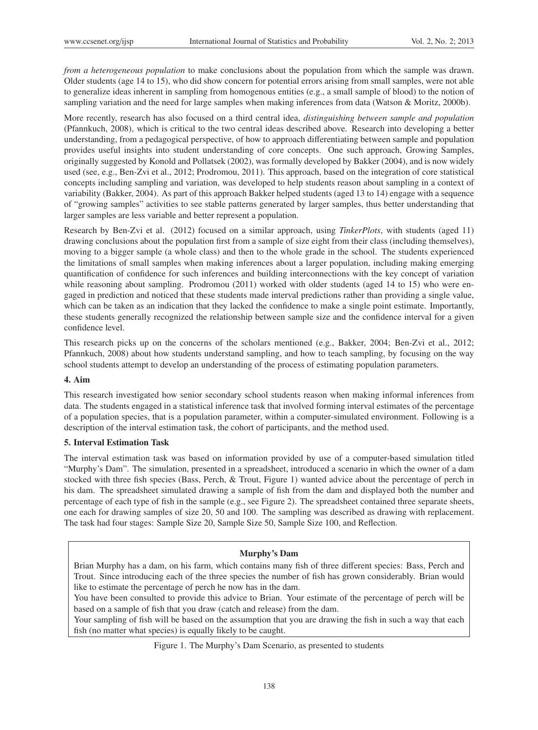*from a heterogeneous population* to make conclusions about the population from which the sample was drawn. Older students (age 14 to 15), who did show concern for potential errors arising from small samples, were not able to generalize ideas inherent in sampling from homogenous entities (e.g., a small sample of blood) to the notion of sampling variation and the need for large samples when making inferences from data (Watson & Moritz, 2000b).

More recently, research has also focused on a third central idea, *distinguishing between sample and population* (Pfannkuch, 2008), which is critical to the two central ideas described above. Research into developing a better understanding, from a pedagogical perspective, of how to approach differentiating between sample and population provides useful insights into student understanding of core concepts. One such approach, Growing Samples, originally suggested by Konold and Pollatsek (2002), was formally developed by Bakker (2004), and is now widely used (see, e.g., Ben-Zvi et al., 2012; Prodromou, 2011). This approach, based on the integration of core statistical concepts including sampling and variation, was developed to help students reason about sampling in a context of variability (Bakker, 2004). As part of this approach Bakker helped students (aged 13 to 14) engage with a sequence of "growing samples" activities to see stable patterns generated by larger samples, thus better understanding that larger samples are less variable and better represent a population.

Research by Ben-Zvi et al. (2012) focused on a similar approach, using *TinkerPlots*, with students (aged 11) drawing conclusions about the population first from a sample of size eight from their class (including themselves), moving to a bigger sample (a whole class) and then to the whole grade in the school. The students experienced the limitations of small samples when making inferences about a larger population, including making emerging quantification of confidence for such inferences and building interconnections with the key concept of variation while reasoning about sampling. Prodromou (2011) worked with older students (aged 14 to 15) who were engaged in prediction and noticed that these students made interval predictions rather than providing a single value, which can be taken as an indication that they lacked the confidence to make a single point estimate. Importantly, these students generally recognized the relationship between sample size and the confidence interval for a given confidence level.

This research picks up on the concerns of the scholars mentioned (e.g., Bakker, 2004; Ben-Zvi et al., 2012; Pfannkuch, 2008) about how students understand sampling, and how to teach sampling, by focusing on the way school students attempt to develop an understanding of the process of estimating population parameters.

## 4. Aim

This research investigated how senior secondary school students reason when making informal inferences from data. The students engaged in a statistical inference task that involved forming interval estimates of the percentage of a population species, that is a population parameter, within a computer-simulated environment. Following is a description of the interval estimation task, the cohort of participants, and the method used.

## 5. Interval Estimation Task

The interval estimation task was based on information provided by use of a computer-based simulation titled "Murphy's Dam". The simulation, presented in a spreadsheet, introduced a scenario in which the owner of a dam stocked with three fish species (Bass, Perch, & Trout, Figure 1) wanted advice about the percentage of perch in his dam. The spreadsheet simulated drawing a sample of fish from the dam and displayed both the number and percentage of each type of fish in the sample (e.g., see Figure 2). The spreadsheet contained three separate sheets, one each for drawing samples of size 20, 50 and 100. The sampling was described as drawing with replacement. The task had four stages: Sample Size 20, Sample Size 50, Sample Size 100, and Reflection.

**Murphy's Dam**

Brian Murphy has a dam, on his farm, which contains many fish of three different species: Bass, Perch and Trout. Since introducing each of the three species the number of fish has grown considerably. Brian would like to estimate the percentage of perch he now has in the dam.

You have been consulted to provide this advice to Brian. Your estimate of the percentage of perch will be based on a sample of fish that you draw (catch and release) from the dam.

Your sampling of fish will be based on the assumption that you are drawing the fish in such a way that each fish (no matter what species) is equally likely to be caught.

Figure 1. The Murphy's Dam Scenario, as presented to students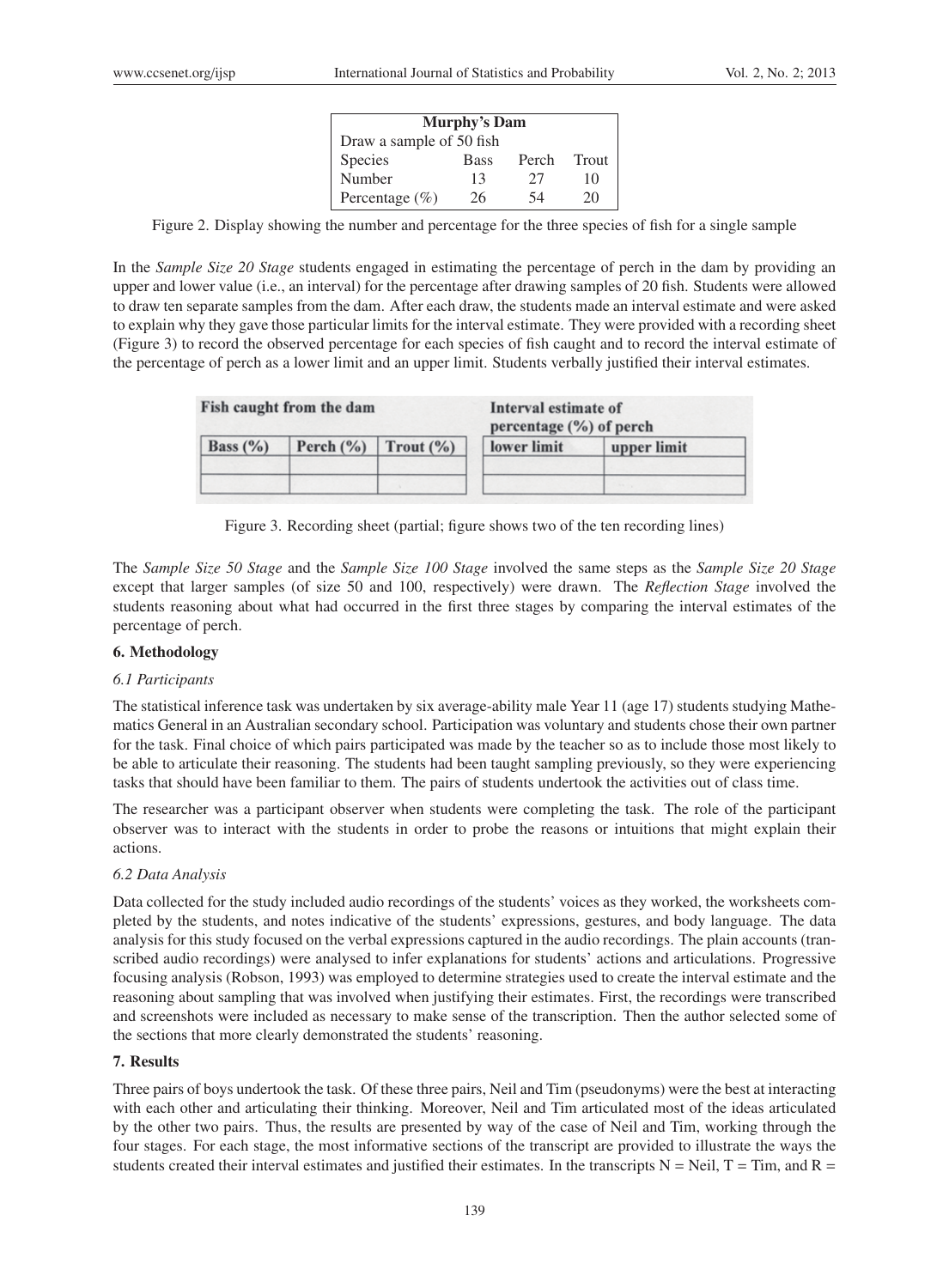| Murphy's Dam | | | |
|---|---|---|---|
| Draw a sample of 50 fish | | | |
| Species | Bass | Perch | Trout |
| Number | 13 | 27 | 10 |
| Percentage (%) | 26 | 54 | 20 |

Figure 2. Display showing the number and percentage for the three species of fish for a single sample

In the *Sample Size 20 Stage* students engaged in estimating the percentage of perch in the dam by providing an upper and lower value (i.e., an interval) for the percentage after drawing samples of 20 fish. Students were allowed to draw ten separate samples from the dam. After each draw, the students made an interval estimate and were asked to explain why they gave those particular limits for the interval estimate. They were provided with a recording sheet (Figure 3) to record the observed percentage for each species of fish caught and to record the interval estimate of the percentage of perch as a lower limit and an upper limit. Students verbally justified their interval estimates.

| Fish caught from the dam | | | Interval estimate of percentage (%) of perch | |
|---|---|---|---|---|
| Bass (%) | Perch (%) | Trout (%) | lower limit | upper limit |
| | | | | |
| | | | | |

Figure 3. Recording sheet (partial; figure shows two of the ten recording lines)

The *Sample Size 50 Stage* and the *Sample Size 100 Stage* involved the same steps as the *Sample Size 20 Stage* except that larger samples (of size 50 and 100, respectively) were drawn. The *Reflection Stage* involved the students reasoning about what had occurred in the first three stages by comparing the interval estimates of the percentage of perch.

## 6. Methodology

### 6.1 Participants

The statistical inference task was undertaken by six average-ability male Year 11 (age 17) students studying Mathematics General in an Australian secondary school. Participation was voluntary and students chose their own partner for the task. Final choice of which pairs participated was made by the teacher so as to include those most likely to be able to articulate their reasoning. The students had been taught sampling previously, so they were experiencing tasks that should have been familiar to them. The pairs of students undertook the activities out of class time.

The researcher was a participant observer when students were completing the task. The role of the participant observer was to interact with the students in order to probe the reasons or intuitions that might explain their actions.

### 6.2 Data Analysis

Data collected for the study included audio recordings of the students' voices as they worked, the worksheets completed by the students, and notes indicative of the students' expressions, gestures, and body language. The data analysis for this study focused on the verbal expressions captured in the audio recordings. The plain accounts (transcribed audio recordings) were analysed to infer explanations for students' actions and articulations. Progressive focusing analysis (Robson, 1993) was employed to determine strategies used to create the interval estimate and the reasoning about sampling that was involved when justifying their estimates. First, the recordings were transcribed and screenshots were included as necessary to make sense of the transcription. Then the author selected some of the sections that more clearly demonstrated the students' reasoning.

## 7. Results

Three pairs of boys undertook the task. Of these three pairs, Neil and Tim (pseudonyms) were the best at interacting with each other and articulating their thinking. Moreover, Neil and Tim articulated most of the ideas articulated by the other two pairs. Thus, the results are presented by way of the case of Neil and Tim, working through the four stages. For each stage, the most informative sections of the transcript are provided to illustrate the ways the students created their interval estimates and justified their estimates. In the transcripts N = Neil, T = Tim, and R =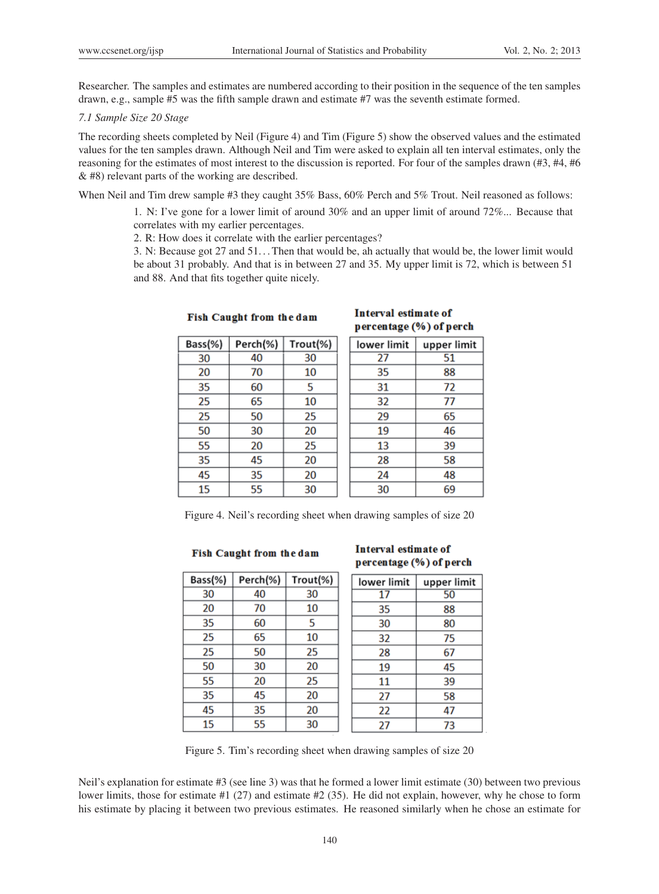Researcher. The samples and estimates are numbered according to their position in the sequence of the ten samples drawn, e.g., sample #5 was the fifth sample drawn and estimate #7 was the seventh estimate formed.

*7.1 Sample Size 20 Stage*

The recording sheets completed by Neil (Figure 4) and Tim (Figure 5) show the observed values and the estimated values for the ten samples drawn. Although Neil and Tim were asked to explain all ten interval estimates, only the reasoning for the estimates of most interest to the discussion is reported. For four of the samples drawn (#3, #4, #6 & #8) relevant parts of the working are described.

When Neil and Tim drew sample #3 they caught 35% Bass, 60% Perch and 5% Trout. Neil reasoned as follows:

> 1. N: I've gone for a lower limit of around 30% and an upper limit of around 72%... Because that correlates with my earlier percentages.
> 2. R: How does it correlate with the earlier percentages?
> 3. N: Because got 27 and 51... Then that would be, ah actually that would be, the lower limit would be about 31 probably. And that is in between 27 and 35. My upper limit is 72, which is between 51 and 88. And that fits together quite nicely.

| Fish Caught from the dam | | | Interval estimate of percentage (%) of perch | |
|---|---|---|---|---|
| Bass(%) | Perch(%) | Trout(%) | lower limit | upper limit |
| 30 | 40 | 30 | 27 | 51 |
| 20 | 70 | 10 | 35 | 88 |
| 35 | 60 | 5 | 31 | 72 |
| 25 | 65 | 10 | 32 | 77 |
| 25 | 50 | 25 | 29 | 65 |
| 50 | 30 | 20 | 19 | 46 |
| 55 | 20 | 25 | 13 | 39 |
| 35 | 45 | 20 | 28 | 58 |
| 45 | 35 | 20 | 24 | 48 |
| 15 | 55 | 30 | 30 | 69 |

Figure 4. Neil's recording sheet when drawing samples of size 20

| Fish Caught from the dam | | | Interval estimate of percentage (%) of perch | |
|---|---|---|---|---|
| Bass(%) | Perch(%) | Trout(%) | lower limit | upper limit |
| 30 | 40 | 30 | 17 | 50 |
| 20 | 70 | 10 | 35 | 88 |
| 35 | 60 | 5 | 30 | 80 |
| 25 | 65 | 10 | 32 | 75 |
| 25 | 50 | 25 | 28 | 67 |
| 50 | 30 | 20 | 19 | 45 |
| 55 | 20 | 25 | 11 | 39 |
| 35 | 45 | 20 | 27 | 58 |
| 45 | 35 | 20 | 22 | 47 |
| 15 | 55 | 30 | 27 | 73 |

Figure 5. Tim's recording sheet when drawing samples of size 20

Neil's explanation for estimate #3 (see line 3) was that he formed a lower limit estimate (30) between two previous lower limits, those for estimate #1 (27) and estimate #2 (35). He did not explain, however, why he chose to form his estimate by placing it between two previous estimates. He reasoned similarly when he chose an estimate for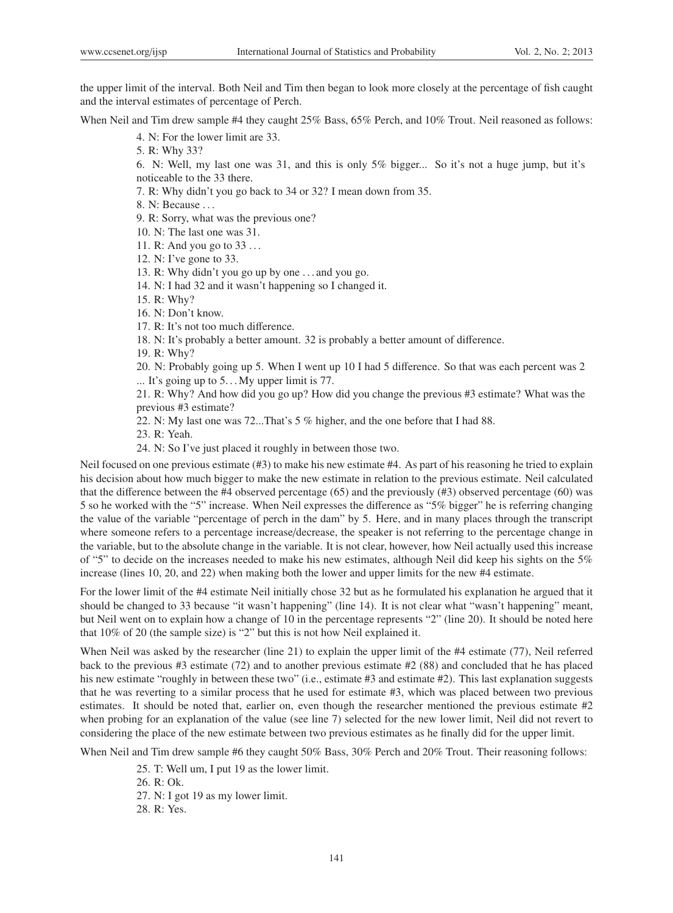the upper limit of the interval. Both Neil and Tim then began to look more closely at the percentage of fish caught and the interval estimates of percentage of Perch.

When Neil and Tim drew sample #4 they caught 25% Bass, 65% Perch, and 10% Trout. Neil reasoned as follows:

> 4. N: For the lower limit are 33.
>
> 5. R: Why 33?
>
> 6. N: Well, my last one was 31, and this is only 5% bigger... So it's not a huge jump, but it's noticeable to the 33 there.
>
> 7. R: Why didn't you go back to 34 or 32? I mean down from 35.
>
> 8. N: Because ...
>
> 9. R: Sorry, what was the previous one?
>
> 10. N: The last one was 31.
>
> 11. R: And you go to 33 ...
>
> 12. N: I've gone to 33.
>
> 13. R: Why didn't you go up by one ... and you go.
>
> 14. N: I had 32 and it wasn't happening so I changed it.
>
> 15. R: Why?
>
> 16. N: Don't know.
>
> 17. R: It's not too much difference.
>
> 18. N: It's probably a better amount. 32 is probably a better amount of difference.
>
> 19. R: Why?
>
> 20. N: Probably going up 5. When I went up 10 I had 5 difference. So that was each percent was 2 ... It's going up to 5... My upper limit is 77.
>
> 21. R: Why? And how did you go up? How did you change the previous #3 estimate? What was the previous #3 estimate?
>
> 22. N: My last one was 72...That's 5 % higher, and the one before that I had 88.
>
> 23. R: Yeah.
>
> 24. N: So I've just placed it roughly in between those two.

Neil focused on one previous estimate (#3) to make his new estimate #4. As part of his reasoning he tried to explain his decision about how much bigger to make the new estimate in relation to the previous estimate. Neil calculated that the difference between the #4 observed percentage (65) and the previously (#3) observed percentage (60) was 5 so he worked with the "5" increase. When Neil expresses the difference as "5% bigger" he is referring changing the value of the variable "percentage of perch in the dam" by 5. Here, and in many places through the transcript where someone refers to a percentage increase/decrease, the speaker is not referring to the percentage change in the variable, but to the absolute change in the variable. It is not clear, however, how Neil actually used this increase of "5" to decide on the increases needed to make his new estimates, although Neil did keep his sights on the 5% increase (lines 10, 20, and 22) when making both the lower and upper limits for the new #4 estimate.

For the lower limit of the #4 estimate Neil initially chose 32 but as he formulated his explanation he argued that it should be changed to 33 because "it wasn't happening" (line 14). It is not clear what "wasn't happening" meant, but Neil went on to explain how a change of 10 in the percentage represents "2" (line 20). It should be noted here that 10% of 20 (the sample size) is "2" but this is not how Neil explained it.

When Neil was asked by the researcher (line 21) to explain the upper limit of the #4 estimate (77), Neil referred back to the previous #3 estimate (72) and to another previous estimate #2 (88) and concluded that he has placed his new estimate "roughly in between these two" (i.e., estimate #3 and estimate #2). This last explanation suggests that he was reverting to a similar process that he used for estimate #3, which was placed between two previous estimates. It should be noted that, earlier on, even though the researcher mentioned the previous estimate #2 when probing for an explanation of the value (see line 7) selected for the new lower limit, Neil did not revert to considering the place of the new estimate between two previous estimates as he finally did for the upper limit.

When Neil and Tim drew sample #6 they caught 50% Bass, 30% Perch and 20% Trout. Their reasoning follows:

> 25. T: Well um, I put 19 as the lower limit.
>
> 26. R: Ok.
>
> 27. N: I got 19 as my lower limit.
>
> 28. R: Yes.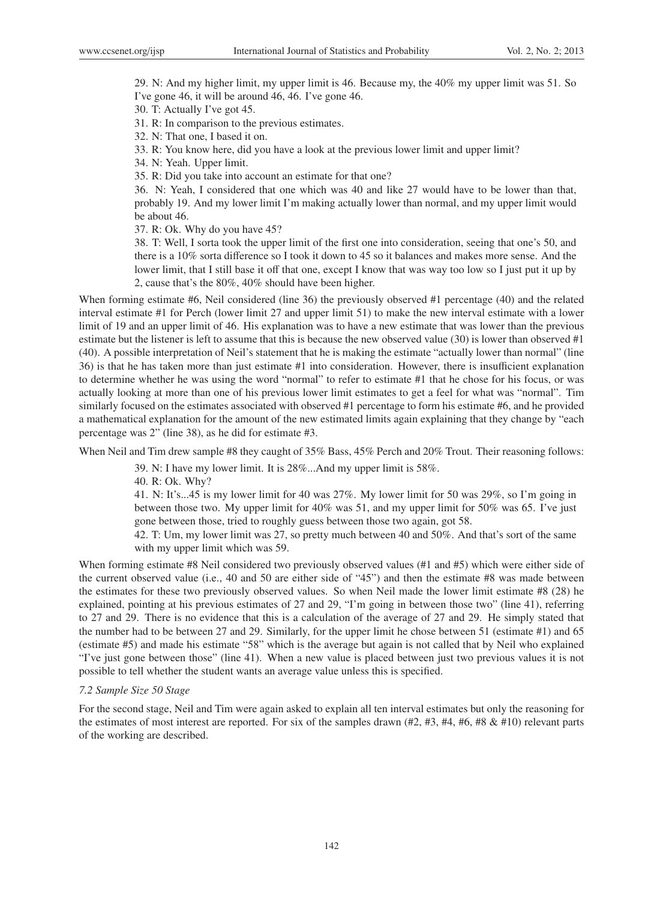29. N: And my higher limit, my upper limit is 46. Because my, the 40% my upper limit was 51. So I've gone 46, it will be around 46, 46. I've gone 46.

30. T: Actually I've got 45.

31. R: In comparison to the previous estimates.

32. N: That one, I based it on.

33. R: You know here, did you have a look at the previous lower limit and upper limit?

34. N: Yeah. Upper limit.

35. R: Did you take into account an estimate for that one?

36. N: Yeah, I considered that one which was 40 and like 27 would have to be lower than that, probably 19. And my lower limit I'm making actually lower than normal, and my upper limit would be about 46.

37. R: Ok. Why do you have 45?

38. T: Well, I sorta took the upper limit of the first one into consideration, seeing that one's 50, and there is a 10% sorta difference so I took it down to 45 so it balances and makes more sense. And the lower limit, that I still base it off that one, except I know that was way too low so I just put it up by 2, cause that's the 80%, 40% should have been higher.

When forming estimate #6, Neil considered (line 36) the previously observed #1 percentage (40) and the related interval estimate #1 for Perch (lower limit 27 and upper limit 51) to make the new interval estimate with a lower limit of 19 and an upper limit of 46. His explanation was to have a new estimate that was lower than the previous estimate but the listener is left to assume that this is because the new observed value (30) is lower than observed #1 (40). A possible interpretation of Neil's statement that he is making the estimate "actually lower than normal" (line 36) is that he has taken more than just estimate #1 into consideration. However, there is insufficient explanation to determine whether he was using the word "normal" to refer to estimate #1 that he chose for his focus, or was actually looking at more than one of his previous lower limit estimates to get a feel for what was "normal". Tim similarly focused on the estimates associated with observed #1 percentage to form his estimate #6, and he provided a mathematical explanation for the amount of the new estimated limits again explaining that they change by "each percentage was 2" (line 38), as he did for estimate #3.

When Neil and Tim drew sample #8 they caught of 35% Bass, 45% Perch and 20% Trout. Their reasoning follows:

39. N: I have my lower limit. It is 28%...And my upper limit is 58%.

40. R: Ok. Why?

41. N: It's...45 is my lower limit for 40 was 27%. My lower limit for 50 was 29%, so I'm going in between those two. My upper limit for 40% was 51, and my upper limit for 50% was 65. I've just gone between those, tried to roughly guess between those two again, got 58.

42. T: Um, my lower limit was 27, so pretty much between 40 and 50%. And that's sort of the same with my upper limit which was 59.

When forming estimate #8 Neil considered two previously observed values (#1 and #5) which were either side of the current observed value (i.e., 40 and 50 are either side of "45") and then the estimate #8 was made between the estimates for these two previously observed values. So when Neil made the lower limit estimate #8 (28) he explained, pointing at his previous estimates of 27 and 29, "I'm going in between those two" (line 41), referring to 27 and 29. There is no evidence that this is a calculation of the average of 27 and 29. He simply stated that the number had to be between 27 and 29. Similarly, for the upper limit he chose between 51 (estimate #1) and 65 (estimate #5) and made his estimate "58" which is the average but again is not called that by Neil who explained "I've just gone between those" (line 41). When a new value is placed between just two previous values it is not possible to tell whether the student wants an average value unless this is specified.

### *7.2 Sample Size 50 Stage*

For the second stage, Neil and Tim were again asked to explain all ten interval estimates but only the reasoning for the estimates of most interest are reported. For six of the samples drawn (#2, #3, #4, #6, #8 & #10) relevant parts of the working are described.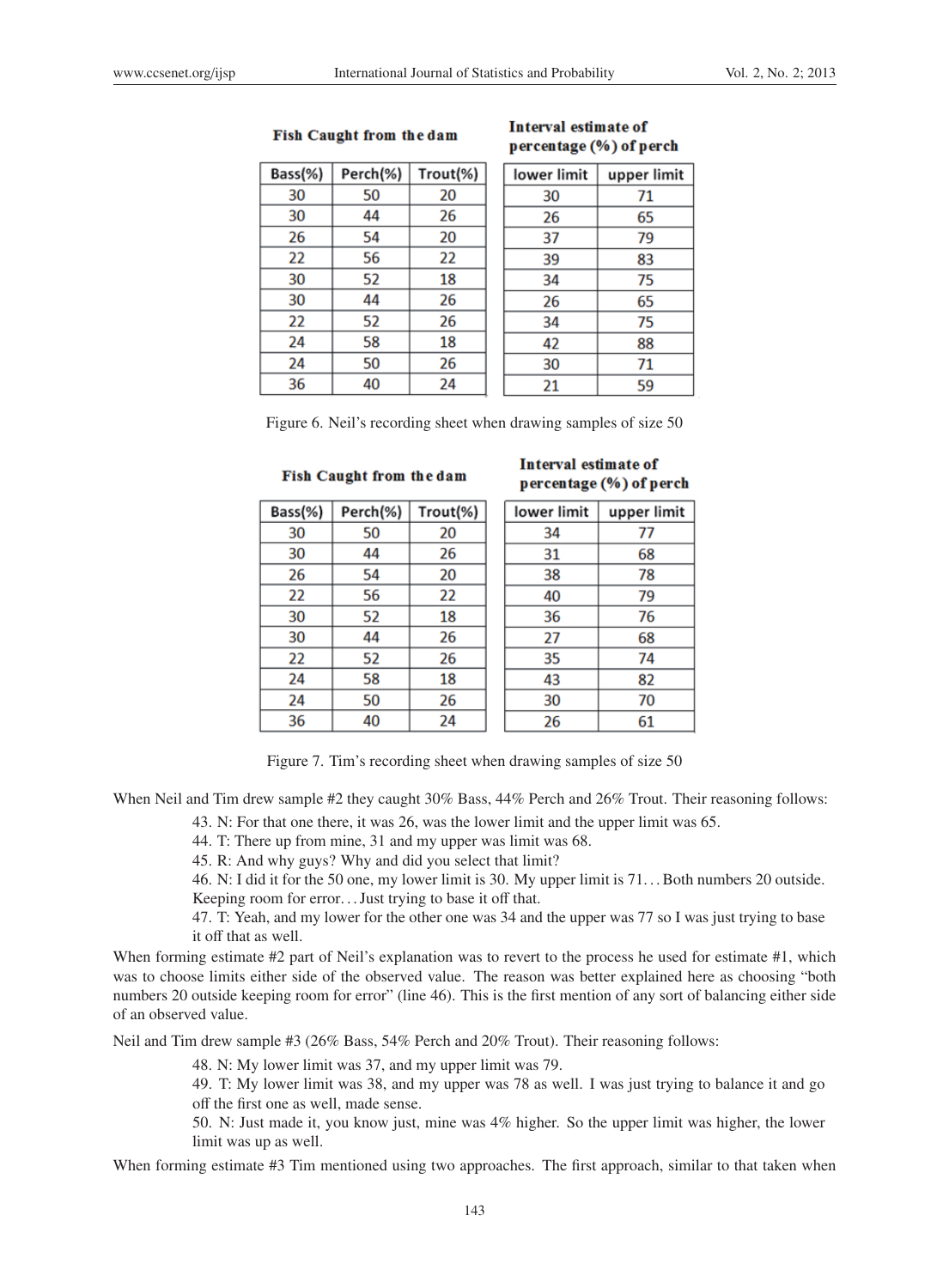| Fish Caught from the dam | | | Interval estimate of percentage (%) of perch | |
|---|---|---|---|---|
| Bass(%) | Perch(%) | Trout(%) | lower limit | upper limit |
| 30 | 50 | 20 | 30 | 71 |
| 30 | 44 | 26 | 26 | 65 |
| 26 | 54 | 20 | 37 | 79 |
| 22 | 56 | 22 | 39 | 83 |
| 30 | 52 | 18 | 34 | 75 |
| 30 | 44 | 26 | 26 | 65 |
| 22 | 52 | 26 | 34 | 75 |
| 24 | 58 | 18 | 42 | 88 |
| 24 | 50 | 26 | 30 | 71 |
| 36 | 40 | 24 | 21 | 59 |

Figure 6. Neil's recording sheet when drawing samples of size 50

| Fish Caught from the dam | | | Interval estimate of percentage (%) of perch | |
|---|---|---|---|---|
| Bass(%) | Perch(%) | Trout(%) | lower limit | upper limit |
| 30 | 50 | 20 | 34 | 77 |
| 30 | 44 | 26 | 31 | 68 |
| 26 | 54 | 20 | 38 | 78 |
| 22 | 56 | 22 | 40 | 79 |
| 30 | 52 | 18 | 36 | 76 |
| 30 | 44 | 26 | 27 | 68 |
| 22 | 52 | 26 | 35 | 74 |
| 24 | 58 | 18 | 43 | 82 |
| 24 | 50 | 26 | 30 | 70 |
| 36 | 40 | 24 | 26 | 61 |

Figure 7. Tim's recording sheet when drawing samples of size 50

When Neil and Tim drew sample #2 they caught 30% Bass, 44% Perch and 26% Trout. Their reasoning follows:

> 43. N: For that one there, it was 26, was the lower limit and the upper limit was 65.
>
> 44. T: There up from mine, 31 and my upper was limit was 68.
>
> 45. R: And why guys? Why and did you select that limit?
>
> 46. N: I did it for the 50 one, my lower limit is 30. My upper limit is 71... Both numbers 20 outside. Keeping room for error... Just trying to base it off that.
>
> 47. T: Yeah, and my lower for the other one was 34 and the upper was 77 so I was just trying to base it off that as well.

When forming estimate #2 part of Neil's explanation was to revert to the process he used for estimate #1, which was to choose limits either side of the observed value. The reason was better explained here as choosing "both numbers 20 outside keeping room for error" (line 46). This is the first mention of any sort of balancing either side of an observed value.

Neil and Tim drew sample #3 (26% Bass, 54% Perch and 20% Trout). Their reasoning follows:

> 48. N: My lower limit was 37, and my upper limit was 79.
>
> 49. T: My lower limit was 38, and my upper was 78 as well. I was just trying to balance it and go off the first one as well, made sense.
>
> 50. N: Just made it, you know just, mine was 4% higher. So the upper limit was higher, the lower limit was up as well.

When forming estimate #3 Tim mentioned using two approaches. The first approach, similar to that taken when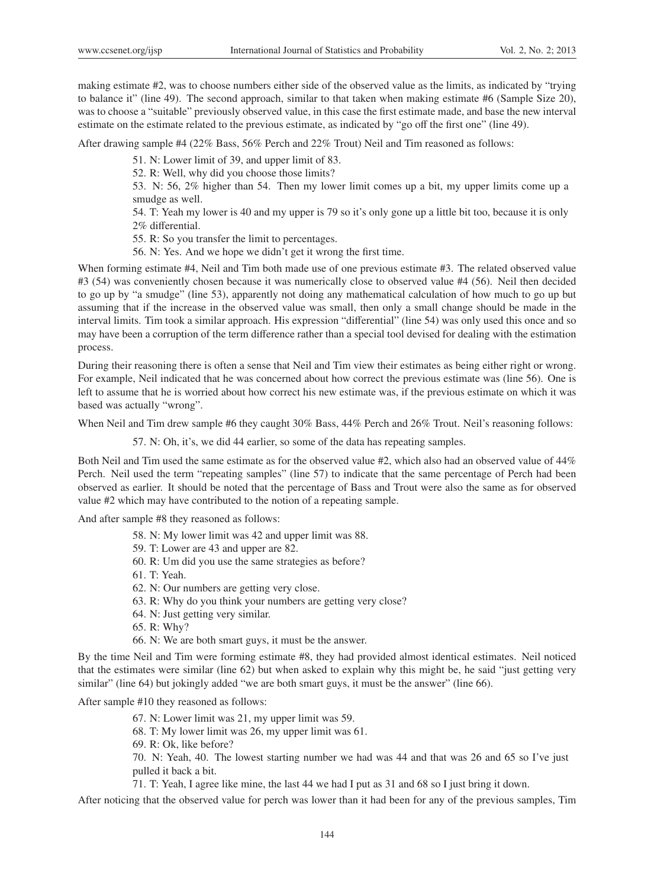making estimate #2, was to choose numbers either side of the observed value as the limits, as indicated by "trying to balance it" (line 49). The second approach, similar to that taken when making estimate #6 (Sample Size 20), was to choose a "suitable" previously observed value, in this case the first estimate made, and base the new interval estimate on the estimate related to the previous estimate, as indicated by "go off the first one" (line 49).

After drawing sample #4 (22% Bass, 56% Perch and 22% Trout) Neil and Tim reasoned as follows:

> 51. N: Lower limit of 39, and upper limit of 83.
>
> 52. R: Well, why did you choose those limits?
>
> 53. N: 56, 2% higher than 54. Then my lower limit comes up a bit, my upper limits come up a smudge as well.
>
> 54. T: Yeah my lower is 40 and my upper is 79 so it's only gone up a little bit too, because it is only 2% differential.
>
> 55. R: So you transfer the limit to percentages.
>
> 56. N: Yes. And we hope we didn't get it wrong the first time.

When forming estimate #4, Neil and Tim both made use of one previous estimate #3. The related observed value #3 (54) was conveniently chosen because it was numerically close to observed value #4 (56). Neil then decided to go up by "a smudge" (line 53), apparently not doing any mathematical calculation of how much to go up but assuming that if the increase in the observed value was small, then only a small change should be made in the interval limits. Tim took a similar approach. His expression "differential" (line 54) was only used this once and so may have been a corruption of the term difference rather than a special tool devised for dealing with the estimation process.

During their reasoning there is often a sense that Neil and Tim view their estimates as being either right or wrong. For example, Neil indicated that he was concerned about how correct the previous estimate was (line 56). One is left to assume that he is worried about how correct his new estimate was, if the previous estimate on which it was based was actually "wrong".

When Neil and Tim drew sample #6 they caught 30% Bass, 44% Perch and 26% Trout. Neil's reasoning follows:

> 57. N: Oh, it's, we did 44 earlier, so some of the data has repeating samples.

Both Neil and Tim used the same estimate as for the observed value #2, which also had an observed value of 44% Perch. Neil used the term "repeating samples" (line 57) to indicate that the same percentage of Perch had been observed as earlier. It should be noted that the percentage of Bass and Trout were also the same as for observed value #2 which may have contributed to the notion of a repeating sample.

And after sample #8 they reasoned as follows:

> 58. N: My lower limit and upper limit was 88.
>
> 59. T: Lower are 43 and upper are 82.
>
> 60. R: Um did you use the same strategies as before?
>
> 61. T: Yeah.
>
> 62. N: Our numbers are getting very close.
>
> 63. R: Why do you think your numbers are getting very close?
>
> 64. N: Just getting very similar.
>
> 65. R: Why?
>
> 66. N: We are both smart guys, it must be the answer.

By the time Neil and Tim were forming estimate #8, they had provided almost identical estimates. Neil noticed that the estimates were similar (line 62) but when asked to explain why this might be, he said "just getting very similar" (line 64) but jokingly added "we are both smart guys, it must be the answer" (line 66).

After sample #10 they reasoned as follows:

> 67. N: Lower limit was 21, my upper limit was 59.
>
> 68. T: My lower limit was 26, my upper limit was 61.
>
> 69. R: Ok, like before?
>
> 70. N: Yeah, 40. The lowest starting number we had was 44 and that was 26 and 65 so I've just pulled it back a bit.
>
> 71. T: Yeah, I agree like mine, the last 44 we had I put as 31 and 68 so I just bring it down.

After noticing that the observed value for perch was lower than it had been for any of the previous samples, Tim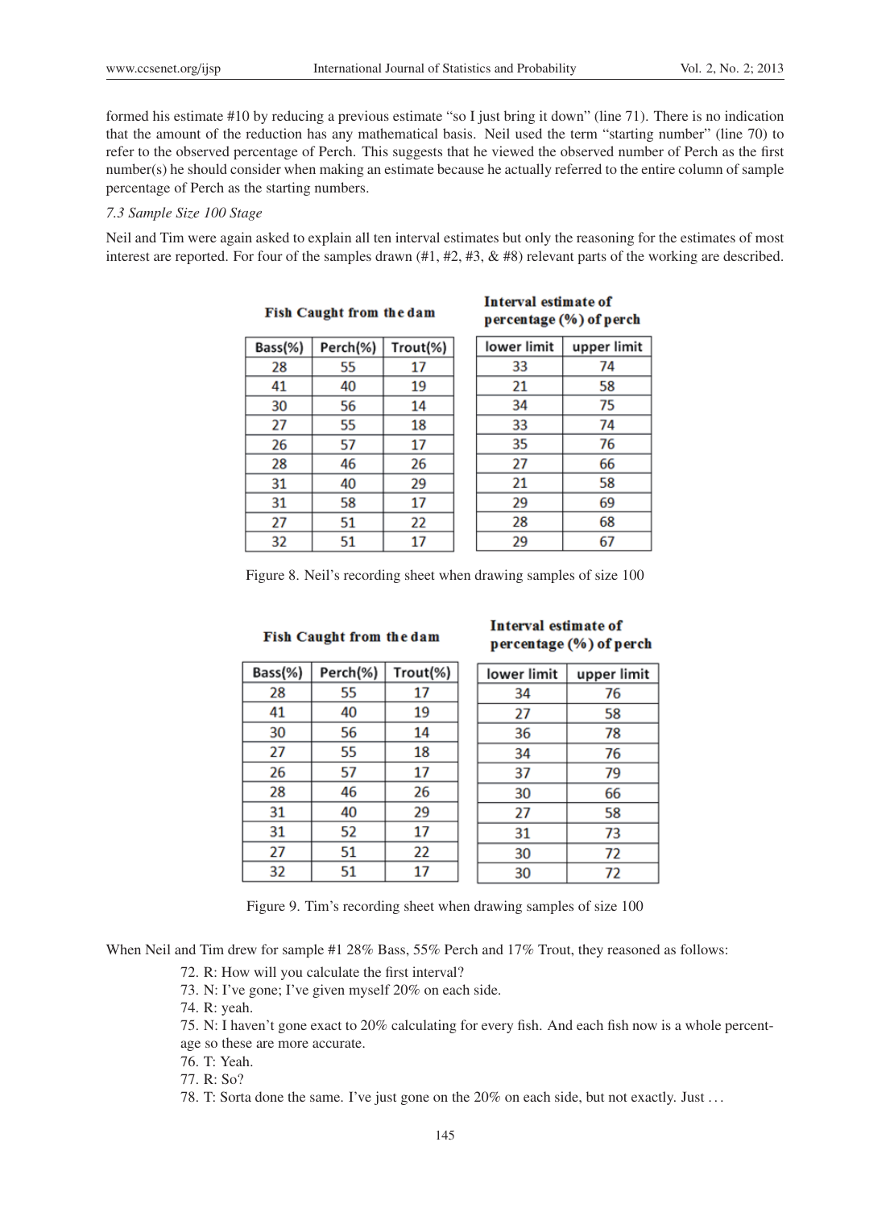formed his estimate #10 by reducing a previous estimate "so I just bring it down" (line 71). There is no indication that the amount of the reduction has any mathematical basis. Neil used the term "starting number" (line 70) to refer to the observed percentage of Perch. This suggests that he viewed the observed number of Perch as the first number(s) he should consider when making an estimate because he actually referred to the entire column of sample percentage of Perch as the starting numbers.

*7.3 Sample Size 100 Stage*

Neil and Tim were again asked to explain all ten interval estimates but only the reasoning for the estimates of most interest are reported. For four of the samples drawn (#1, #2, #3, & #8) relevant parts of the working are described.

| **Fish Caught from the dam** | | | **Interval estimate of percentage (%) of perch** | |
|---|---|---|---|---|
| Bass(%) | Perch(%) | Trout(%) | lower limit | upper limit |
| 28 | 55 | 17 | 33 | 74 |
| 41 | 40 | 19 | 21 | 58 |
| 30 | 56 | 14 | 34 | 75 |
| 27 | 55 | 18 | 33 | 74 |
| 26 | 57 | 17 | 35 | 76 |
| 28 | 46 | 26 | 27 | 66 |
| 31 | 40 | 29 | 21 | 58 |
| 31 | 58 | 17 | 29 | 69 |
| 27 | 51 | 22 | 28 | 68 |
| 32 | 51 | 17 | 29 | 67 |

Figure 8. Neil's recording sheet when drawing samples of size 100

| **Fish Caught from the dam** | | | **Interval estimate of percentage (%) of perch** | |
|---|---|---|---|---|
| Bass(%) | Perch(%) | Trout(%) | lower limit | upper limit |
| 28 | 55 | 17 | 34 | 76 |
| 41 | 40 | 19 | 27 | 58 |
| 30 | 56 | 14 | 36 | 78 |
| 27 | 55 | 18 | 34 | 76 |
| 26 | 57 | 17 | 37 | 79 |
| 28 | 46 | 26 | 30 | 66 |
| 31 | 40 | 29 | 27 | 58 |
| 31 | 52 | 17 | 31 | 73 |
| 27 | 51 | 22 | 30 | 72 |
| 32 | 51 | 17 | 30 | 72 |

Figure 9. Tim's recording sheet when drawing samples of size 100

When Neil and Tim drew for sample #1 28% Bass, 55% Perch and 17% Trout, they reasoned as follows:

72. R: How will you calculate the first interval?
73. N: I've gone; I've given myself 20% on each side.
74. R: yeah.
75. N: I haven't gone exact to 20% calculating for every fish. And each fish now is a whole percentage so these are more accurate.
76. T: Yeah.
77. R: So?
78. T: Sorta done the same. I've just gone on the 20% on each side, but not exactly. Just ...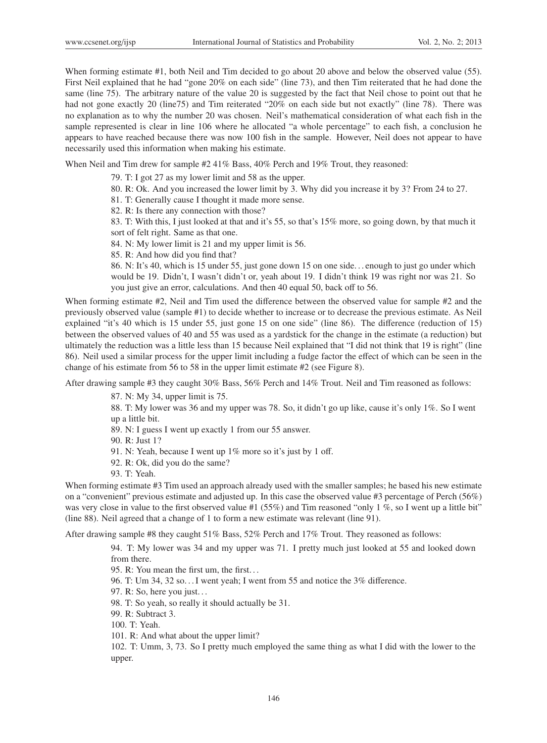When forming estimate #1, both Neil and Tim decided to go about 20 above and below the observed value (55). First Neil explained that he had "gone 20% on each side" (line 73), and then Tim reiterated that he had done the same (line 75). The arbitrary nature of the value 20 is suggested by the fact that Neil chose to point out that he had not gone exactly 20 (line75) and Tim reiterated "20% on each side but not exactly" (line 78). There was no explanation as to why the number 20 was chosen. Neil's mathematical consideration of what each fish in the sample represented is clear in line 106 where he allocated "a whole percentage" to each fish, a conclusion he appears to have reached because there was now 100 fish in the sample. However, Neil does not appear to have necessarily used this information when making his estimate.

When Neil and Tim drew for sample #2 41% Bass, 40% Perch and 19% Trout, they reasoned:

> 79. T: I got 27 as my lower limit and 58 as the upper.
>
> 80. R: Ok. And you increased the lower limit by 3. Why did you increase it by 3? From 24 to 27.
>
> 81. T: Generally cause I thought it made more sense.
>
> 82. R: Is there any connection with those?
>
> 83. T: With this, I just looked at that and it's 55, so that's 15% more, so going down, by that much it sort of felt right. Same as that one.
>
> 84. N: My lower limit is 21 and my upper limit is 56.
>
> 85. R: And how did you find that?
>
> 86. N: It's 40, which is 15 under 55, just gone down 15 on one side. . . enough to just go under which would be 19. Didn't, I wasn't didn't or, yeah about 19. I didn't think 19 was right nor was 21. So you just give an error, calculations. And then 40 equal 50, back off to 56.

When forming estimate #2, Neil and Tim used the difference between the observed value for sample #2 and the previously observed value (sample #1) to decide whether to increase or to decrease the previous estimate. As Neil explained "it's 40 which is 15 under 55, just gone 15 on one side" (line 86). The difference (reduction of 15) between the observed values of 40 and 55 was used as a yardstick for the change in the estimate (a reduction) but ultimately the reduction was a little less than 15 because Neil explained that "I did not think that 19 is right" (line 86). Neil used a similar process for the upper limit including a fudge factor the effect of which can be seen in the change of his estimate from 56 to 58 in the upper limit estimate #2 (see Figure 8).

After drawing sample #3 they caught 30% Bass, 56% Perch and 14% Trout. Neil and Tim reasoned as follows:

> 87. N: My 34, upper limit is 75.
>
> 88. T: My lower was 36 and my upper was 78. So, it didn't go up like, cause it's only 1%. So I went up a little bit.
>
> 89. N: I guess I went up exactly 1 from our 55 answer.
>
> 90. R: Just 1?
>
> 91. N: Yeah, because I went up 1% more so it's just by 1 off.
>
> 92. R: Ok, did you do the same?
>
> 93. T: Yeah.

When forming estimate #3 Tim used an approach already used with the smaller samples; he based his new estimate on a "convenient" previous estimate and adjusted up. In this case the observed value #3 percentage of Perch (56%) was very close in value to the first observed value #1 (55%) and Tim reasoned "only 1 %, so I went up a little bit" (line 88). Neil agreed that a change of 1 to form a new estimate was relevant (line 91).

After drawing sample #8 they caught 51% Bass, 52% Perch and 17% Trout. They reasoned as follows:

> 94. T: My lower was 34 and my upper was 71. I pretty much just looked at 55 and looked down from there.
>
> 95. R: You mean the first um, the first. . .
>
> 96. T: Um 34, 32 so. . . I went yeah; I went from 55 and notice the 3% difference.
>
> 97. R: So, here you just. . .
>
> 98. T: So yeah, so really it should actually be 31.
>
> 99. R: Subtract 3.
>
> 100. T: Yeah.
>
> 101. R: And what about the upper limit?
>
> 102. T: Umm, 3, 73. So I pretty much employed the same thing as what I did with the lower to the upper.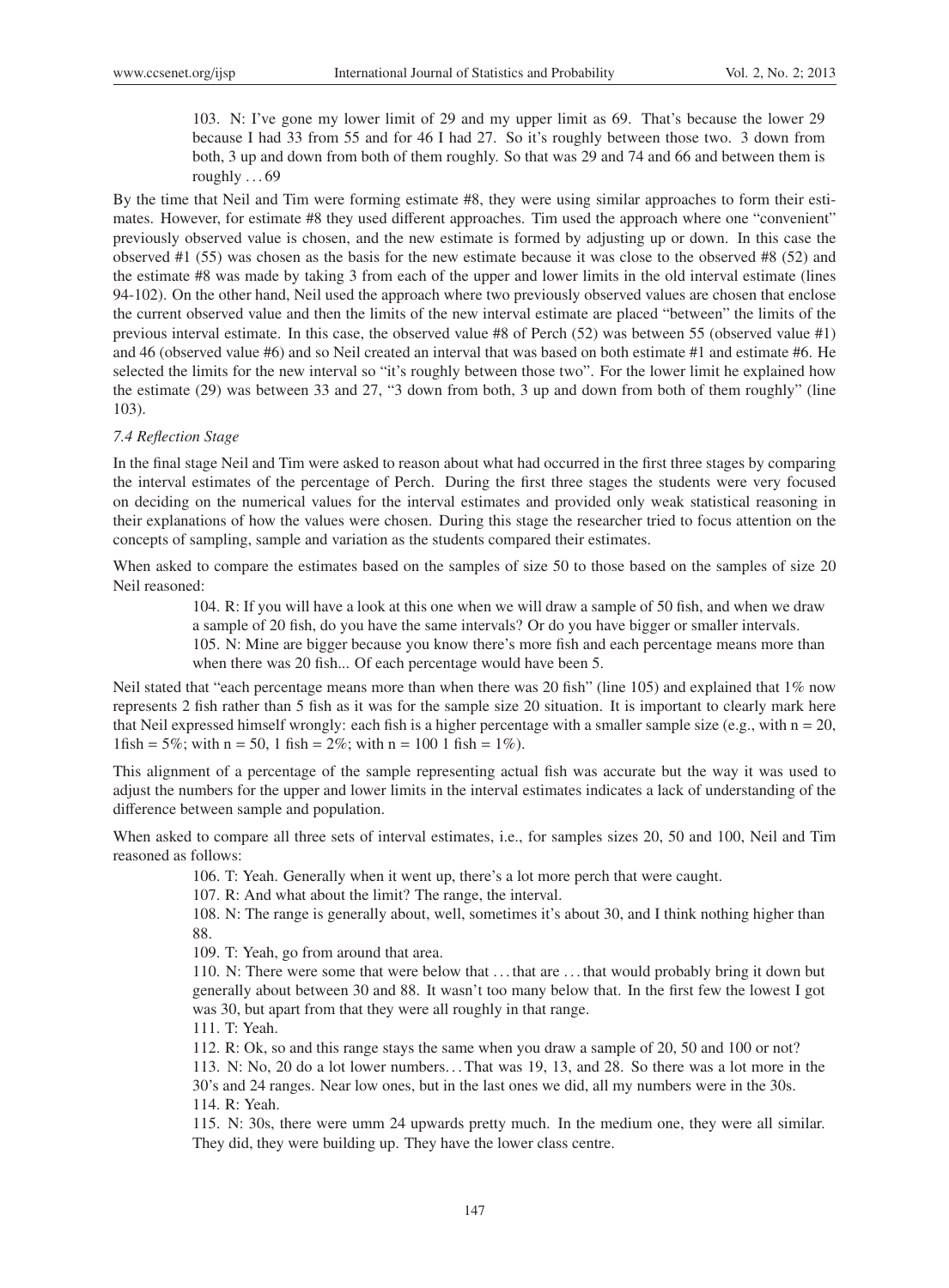> 103. N: I've gone my lower limit of 29 and my upper limit as 69. That's because the lower 29 because I had 33 from 55 and for 46 I had 27. So it's roughly between those two. 3 down from both, 3 up and down from both of them roughly. So that was 29 and 74 and 66 and between them is roughly . . . 69

By the time that Neil and Tim were forming estimate #8, they were using similar approaches to form their estimates. However, for estimate #8 they used different approaches. Tim used the approach where one "convenient" previously observed value is chosen, and the new estimate is formed by adjusting up or down. In this case the observed #1 (55) was chosen as the basis for the new estimate because it was close to the observed #8 (52) and the estimate #8 was made by taking 3 from each of the upper and lower limits in the old interval estimate (lines 94-102). On the other hand, Neil used the approach where two previously observed values are chosen that enclose the current observed value and then the limits of the new interval estimate are placed "between" the limits of the previous interval estimate. In this case, the observed value #8 of Perch (52) was between 55 (observed value #1) and 46 (observed value #6) and so Neil created an interval that was based on both estimate #1 and estimate #6. He selected the limits for the new interval so "it's roughly between those two". For the lower limit he explained how the estimate (29) was between 33 and 27, "3 down from both, 3 up and down from both of them roughly" (line 103).

### *7.4 Reflection Stage*

In the final stage Neil and Tim were asked to reason about what had occurred in the first three stages by comparing the interval estimates of the percentage of Perch. During the first three stages the students were very focused on deciding on the numerical values for the interval estimates and provided only weak statistical reasoning in their explanations of how the values were chosen. During this stage the researcher tried to focus attention on the concepts of sampling, sample and variation as the students compared their estimates.

When asked to compare the estimates based on the samples of size 50 to those based on the samples of size 20 Neil reasoned:

> 104. R: If you will have a look at this one when we will draw a sample of 50 fish, and when we draw a sample of 20 fish, do you have the same intervals? Or do you have bigger or smaller intervals.
>
> 105. N: Mine are bigger because you know there's more fish and each percentage means more than when there was 20 fish... Of each percentage would have been 5.

Neil stated that "each percentage means more than when there was 20 fish" (line 105) and explained that 1% now represents 2 fish rather than 5 fish as it was for the sample size 20 situation. It is important to clearly mark here that Neil expressed himself wrongly: each fish is a higher percentage with a smaller sample size (e.g., with $n = 20$, 1fish = 5%; with $n = 50$, 1 fish = 2%; with $n = 100$ 1 fish = 1%).

This alignment of a percentage of the sample representing actual fish was accurate but the way it was used to adjust the numbers for the upper and lower limits in the interval estimates indicates a lack of understanding of the difference between sample and population.

When asked to compare all three sets of interval estimates, i.e., for samples sizes 20, 50 and 100, Neil and Tim reasoned as follows:

> 106. T: Yeah. Generally when it went up, there's a lot more perch that were caught.
>
> 107. R: And what about the limit? The range, the interval.
>
> 108. N: The range is generally about, well, sometimes it's about 30, and I think nothing higher than 88.
>
> 109. T: Yeah, go from around that area.
>
> 110. N: There were some that were below that . . . that are . . . that would probably bring it down but generally about between 30 and 88. It wasn't too many below that. In the first few the lowest I got was 30, but apart from that they were all roughly in that range.
>
> 111. T: Yeah.
>
> 112. R: Ok, so and this range stays the same when you draw a sample of 20, 50 and 100 or not?
>
> 113. N: No, 20 do a lot lower numbers. . . That was 19, 13, and 28. So there was a lot more in the 30's and 24 ranges. Near low ones, but in the last ones we did, all my numbers were in the 30s.
>
> 114. R: Yeah.
>
> 115. N: 30s, there were umm 24 upwards pretty much. In the medium one, they were all similar. They did, they were building up. They have the lower class centre.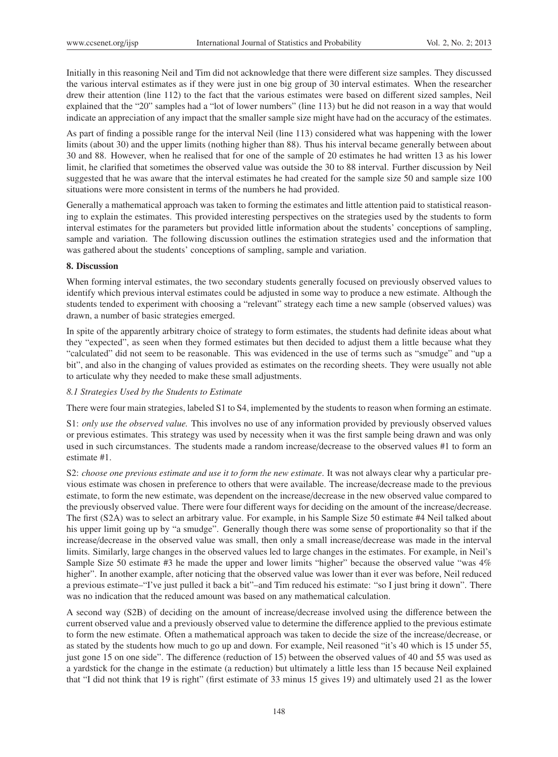Initially in this reasoning Neil and Tim did not acknowledge that there were different size samples. They discussed the various interval estimates as if they were just in one big group of 30 interval estimates. When the researcher drew their attention (line 112) to the fact that the various estimates were based on different sized samples, Neil explained that the "20" samples had a "lot of lower numbers" (line 113) but he did not reason in a way that would indicate an appreciation of any impact that the smaller sample size might have had on the accuracy of the estimates.

As part of finding a possible range for the interval Neil (line 113) considered what was happening with the lower limits (about 30) and the upper limits (nothing higher than 88). Thus his interval became generally between about 30 and 88. However, when he realised that for one of the sample of 20 estimates he had written 13 as his lower limit, he clarified that sometimes the observed value was outside the 30 to 88 interval. Further discussion by Neil suggested that he was aware that the interval estimates he had created for the sample size 50 and sample size 100 situations were more consistent in terms of the numbers he had provided.

Generally a mathematical approach was taken to forming the estimates and little attention paid to statistical reasoning to explain the estimates. This provided interesting perspectives on the strategies used by the students to form interval estimates for the parameters but provided little information about the students' conceptions of sampling, sample and variation. The following discussion outlines the estimation strategies used and the information that was gathered about the students' conceptions of sampling, sample and variation.

## 8. Discussion

When forming interval estimates, the two secondary students generally focused on previously observed values to identify which previous interval estimates could be adjusted in some way to produce a new estimate. Although the students tended to experiment with choosing a "relevant" strategy each time a new sample (observed values) was drawn, a number of basic strategies emerged.

In spite of the apparently arbitrary choice of strategy to form estimates, the students had definite ideas about what they "expected", as seen when they formed estimates but then decided to adjust them a little because what they "calculated" did not seem to be reasonable. This was evidenced in the use of terms such as "smudge" and "up a bit", and also in the changing of values provided as estimates on the recording sheets. They were usually not able to articulate why they needed to make these small adjustments.

### *8.1 Strategies Used by the Students to Estimate*

There were four main strategies, labeled S1 to S4, implemented by the students to reason when forming an estimate.

S1: *only use the observed value.* This involves no use of any information provided by previously observed values or previous estimates. This strategy was used by necessity when it was the first sample being drawn and was only used in such circumstances. The students made a random increase/decrease to the observed values #1 to form an estimate #1.

S2: *choose one previous estimate and use it to form the new estimate*. It was not always clear why a particular previous estimate was chosen in preference to others that were available. The increase/decrease made to the previous estimate, to form the new estimate, was dependent on the increase/decrease in the new observed value compared to the previously observed value. There were four different ways for deciding on the amount of the increase/decrease. The first (S2A) was to select an arbitrary value. For example, in his Sample Size 50 estimate #4 Neil talked about his upper limit going up by "a smudge". Generally though there was some sense of proportionality so that if the increase/decrease in the observed value was small, then only a small increase/decrease was made in the interval limits. Similarly, large changes in the observed values led to large changes in the estimates. For example, in Neil's Sample Size 50 estimate #3 he made the upper and lower limits "higher" because the observed value "was 4% higher". In another example, after noticing that the observed value was lower than it ever was before, Neil reduced a previous estimate–"I've just pulled it back a bit"–and Tim reduced his estimate: "so I just bring it down". There was no indication that the reduced amount was based on any mathematical calculation.

A second way (S2B) of deciding on the amount of increase/decrease involved using the difference between the current observed value and a previously observed value to determine the difference applied to the previous estimate to form the new estimate. Often a mathematical approach was taken to decide the size of the increase/decrease, or as stated by the students how much to go up and down. For example, Neil reasoned "it's 40 which is 15 under 55, just gone 15 on one side". The difference (reduction of 15) between the observed values of 40 and 55 was used as a yardstick for the change in the estimate (a reduction) but ultimately a little less than 15 because Neil explained that "I did not think that 19 is right" (first estimate of 33 minus 15 gives 19) and ultimately used 21 as the lower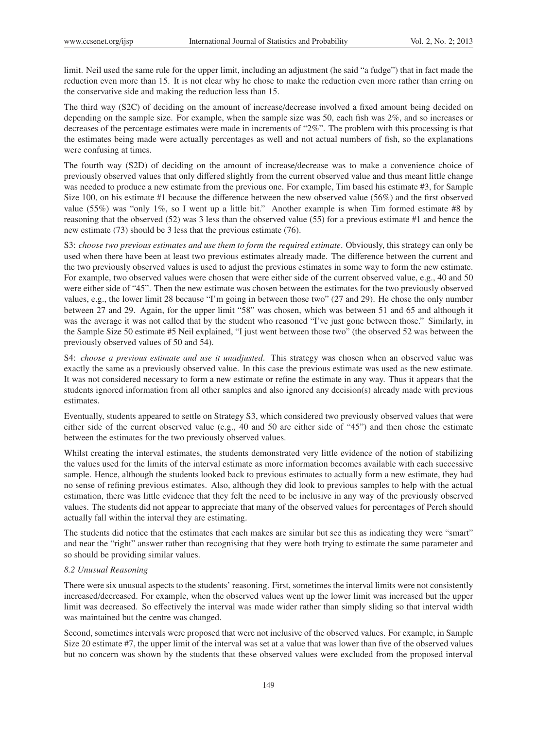limit. Neil used the same rule for the upper limit, including an adjustment (he said "a fudge") that in fact made the reduction even more than 15. It is not clear why he chose to make the reduction even more rather than erring on the conservative side and making the reduction less than 15.

The third way (S2C) of deciding on the amount of increase/decrease involved a fixed amount being decided on depending on the sample size. For example, when the sample size was 50, each fish was 2%, and so increases or decreases of the percentage estimates were made in increments of "2%". The problem with this processing is that the estimates being made were actually percentages as well and not actual numbers of fish, so the explanations were confusing at times.

The fourth way (S2D) of deciding on the amount of increase/decrease was to make a convenience choice of previously observed values that only differed slightly from the current observed value and thus meant little change was needed to produce a new estimate from the previous one. For example, Tim based his estimate #3, for Sample Size 100, on his estimate #1 because the difference between the new observed value (56%) and the first observed value (55%) was "only 1%, so I went up a little bit." Another example is when Tim formed estimate #8 by reasoning that the observed (52) was 3 less than the observed value (55) for a previous estimate #1 and hence the new estimate (73) should be 3 less that the previous estimate (76).

S3: *choose two previous estimates and use them to form the required estimate*. Obviously, this strategy can only be used when there have been at least two previous estimates already made. The difference between the current and the two previously observed values is used to adjust the previous estimates in some way to form the new estimate. For example, two observed values were chosen that were either side of the current observed value, e.g., 40 and 50 were either side of "45". Then the new estimate was chosen between the estimates for the two previously observed values, e.g., the lower limit 28 because "I'm going in between those two" (27 and 29). He chose the only number between 27 and 29. Again, for the upper limit "58" was chosen, which was between 51 and 65 and although it was the average it was not called that by the student who reasoned "I've just gone between those." Similarly, in the Sample Size 50 estimate #5 Neil explained, "I just went between those two" (the observed 52 was between the previously observed values of 50 and 54).

S4: *choose a previous estimate and use it unadjusted*. This strategy was chosen when an observed value was exactly the same as a previously observed value. In this case the previous estimate was used as the new estimate. It was not considered necessary to form a new estimate or refine the estimate in any way. Thus it appears that the students ignored information from all other samples and also ignored any decision(s) already made with previous estimates.

Eventually, students appeared to settle on Strategy S3, which considered two previously observed values that were either side of the current observed value (e.g., 40 and 50 are either side of "45") and then chose the estimate between the estimates for the two previously observed values.

Whilst creating the interval estimates, the students demonstrated very little evidence of the notion of stabilizing the values used for the limits of the interval estimate as more information becomes available with each successive sample. Hence, although the students looked back to previous estimates to actually form a new estimate, they had no sense of refining previous estimates. Also, although they did look to previous samples to help with the actual estimation, there was little evidence that they felt the need to be inclusive in any way of the previously observed values. The students did not appear to appreciate that many of the observed values for percentages of Perch should actually fall within the interval they are estimating.

The students did notice that the estimates that each makes are similar but see this as indicating they were "smart" and near the "right" answer rather than recognising that they were both trying to estimate the same parameter and so should be providing similar values.

### 8.2 Unusual Reasoning

There were six unusual aspects to the students' reasoning. First, sometimes the interval limits were not consistently increased/decreased. For example, when the observed values went up the lower limit was increased but the upper limit was decreased. So effectively the interval was made wider rather than simply sliding so that interval width was maintained but the centre was changed.

Second, sometimes intervals were proposed that were not inclusive of the observed values. For example, in Sample Size 20 estimate #7, the upper limit of the interval was set at a value that was lower than five of the observed values but no concern was shown by the students that these observed values were excluded from the proposed interval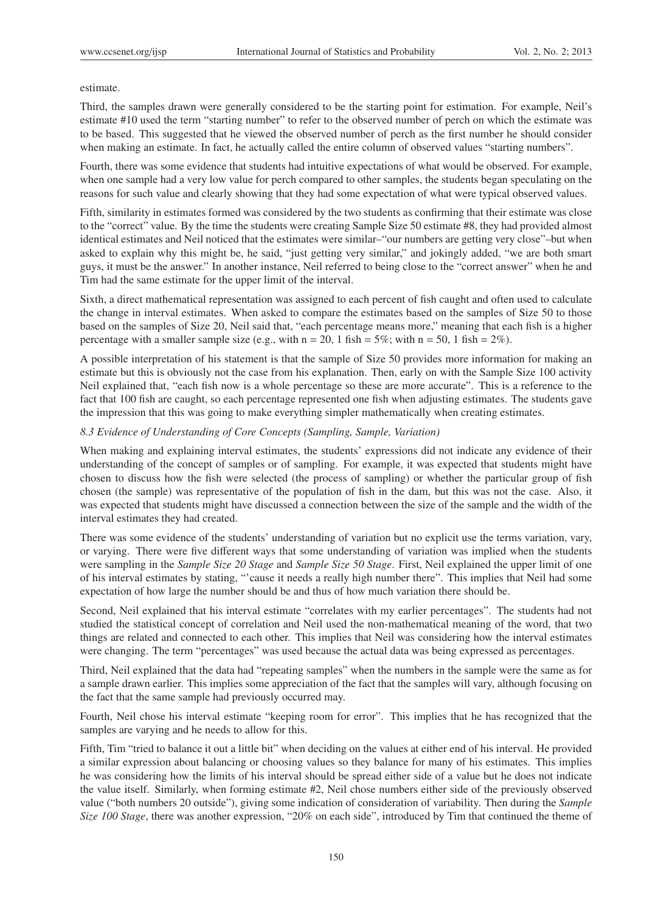estimate.

Third, the samples drawn were generally considered to be the starting point for estimation. For example, Neil's estimate #10 used the term "starting number" to refer to the observed number of perch on which the estimate was to be based. This suggested that he viewed the observed number of perch as the first number he should consider when making an estimate. In fact, he actually called the entire column of observed values "starting numbers".

Fourth, there was some evidence that students had intuitive expectations of what would be observed. For example, when one sample had a very low value for perch compared to other samples, the students began speculating on the reasons for such value and clearly showing that they had some expectation of what were typical observed values.

Fifth, similarity in estimates formed was considered by the two students as confirming that their estimate was close to the "correct" value. By the time the students were creating Sample Size 50 estimate #8, they had provided almost identical estimates and Neil noticed that the estimates were similar–"our numbers are getting very close"–but when asked to explain why this might be, he said, "just getting very similar," and jokingly added, "we are both smart guys, it must be the answer." In another instance, Neil referred to being close to the "correct answer" when he and Tim had the same estimate for the upper limit of the interval.

Sixth, a direct mathematical representation was assigned to each percent of fish caught and often used to calculate the change in interval estimates. When asked to compare the estimates based on the samples of Size 50 to those based on the samples of Size 20, Neil said that, "each percentage means more," meaning that each fish is a higher percentage with a smaller sample size (e.g., with $n = 20$, 1 fish = 5%; with $n = 50$, 1 fish = 2%).

A possible interpretation of his statement is that the sample of Size 50 provides more information for making an estimate but this is obviously not the case from his explanation. Then, early on with the Sample Size 100 activity Neil explained that, "each fish now is a whole percentage so these are more accurate". This is a reference to the fact that 100 fish are caught, so each percentage represented one fish when adjusting estimates. The students gave the impression that this was going to make everything simpler mathematically when creating estimates.

### *8.3 Evidence of Understanding of Core Concepts (Sampling, Sample, Variation)*

When making and explaining interval estimates, the students' expressions did not indicate any evidence of their understanding of the concept of samples or of sampling. For example, it was expected that students might have chosen to discuss how the fish were selected (the process of sampling) or whether the particular group of fish chosen (the sample) was representative of the population of fish in the dam, but this was not the case. Also, it was expected that students might have discussed a connection between the size of the sample and the width of the interval estimates they had created.

There was some evidence of the students' understanding of variation but no explicit use the terms variation, vary, or varying. There were five different ways that some understanding of variation was implied when the students were sampling in the *Sample Size 20 Stage* and *Sample Size 50 Stage*. First, Neil explained the upper limit of one of his interval estimates by stating, "'cause it needs a really high number there". This implies that Neil had some expectation of how large the number should be and thus of how much variation there should be.

Second, Neil explained that his interval estimate "correlates with my earlier percentages". The students had not studied the statistical concept of correlation and Neil used the non-mathematical meaning of the word, that two things are related and connected to each other. This implies that Neil was considering how the interval estimates were changing. The term "percentages" was used because the actual data was being expressed as percentages.

Third, Neil explained that the data had "repeating samples" when the numbers in the sample were the same as for a sample drawn earlier. This implies some appreciation of the fact that the samples will vary, although focusing on the fact that the same sample had previously occurred may.

Fourth, Neil chose his interval estimate "keeping room for error". This implies that he has recognized that the samples are varying and he needs to allow for this.

Fifth, Tim "tried to balance it out a little bit" when deciding on the values at either end of his interval. He provided a similar expression about balancing or choosing values so they balance for many of his estimates. This implies he was considering how the limits of his interval should be spread either side of a value but he does not indicate the value itself. Similarly, when forming estimate #2, Neil chose numbers either side of the previously observed value ("both numbers 20 outside"), giving some indication of consideration of variability. Then during the *Sample Size 100 Stage*, there was another expression, "20% on each side", introduced by Tim that continued the theme of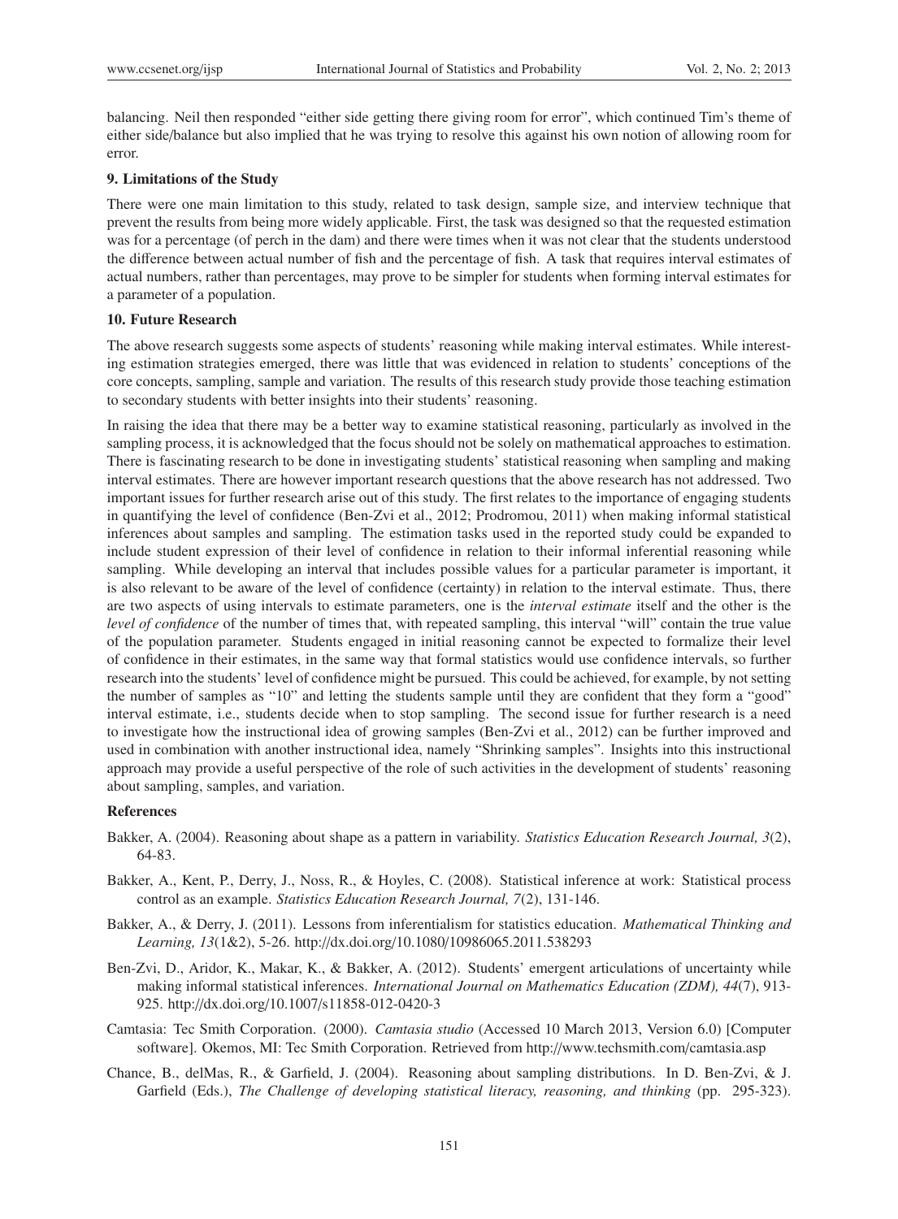balancing. Neil then responded "either side getting there giving room for error", which continued Tim's theme of either side/balance but also implied that he was trying to resolve this against his own notion of allowing room for error.

## 9. Limitations of the Study

There were one main limitation to this study, related to task design, sample size, and interview technique that prevent the results from being more widely applicable. First, the task was designed so that the requested estimation was for a percentage (of perch in the dam) and there were times when it was not clear that the students understood the difference between actual number of fish and the percentage of fish. A task that requires interval estimates of actual numbers, rather than percentages, may prove to be simpler for students when forming interval estimates for a parameter of a population.

## 10. Future Research

The above research suggests some aspects of students' reasoning while making interval estimates. While interesting estimation strategies emerged, there was little that was evidenced in relation to students' conceptions of the core concepts, sampling, sample and variation. The results of this research study provide those teaching estimation to secondary students with better insights into their students' reasoning.

In raising the idea that there may be a better way to examine statistical reasoning, particularly as involved in the sampling process, it is acknowledged that the focus should not be solely on mathematical approaches to estimation. There is fascinating research to be done in investigating students' statistical reasoning when sampling and making interval estimates. There are however important research questions that the above research has not addressed. Two important issues for further research arise out of this study. The first relates to the importance of engaging students in quantifying the level of confidence (Ben-Zvi et al., 2012; Prodromou, 2011) when making informal statistical inferences about samples and sampling. The estimation tasks used in the reported study could be expanded to include student expression of their level of confidence in relation to their informal inferential reasoning while sampling. While developing an interval that includes possible values for a particular parameter is important, it is also relevant to be aware of the level of confidence (certainty) in relation to the interval estimate. Thus, there are two aspects of using intervals to estimate parameters, one is the *interval estimate* itself and the other is the *level of confidence* of the number of times that, with repeated sampling, this interval "will" contain the true value of the population parameter. Students engaged in initial reasoning cannot be expected to formalize their level of confidence in their estimates, in the same way that formal statistics would use confidence intervals, so further research into the students' level of confidence might be pursued. This could be achieved, for example, by not setting the number of samples as "10" and letting the students sample until they are confident that they form a "good" interval estimate, i.e., students decide when to stop sampling. The second issue for further research is a need to investigate how the instructional idea of growing samples (Ben-Zvi et al., 2012) can be further improved and used in combination with another instructional idea, namely "Shrinking samples". Insights into this instructional approach may provide a useful perspective of the role of such activities in the development of students' reasoning about sampling, samples, and variation.

## References

Bakker, A. (2004). Reasoning about shape as a pattern in variability. *Statistics Education Research Journal, 3*(2), 64-83.

Bakker, A., Kent, P., Derry, J., Noss, R., & Hoyles, C. (2008). Statistical inference at work: Statistical process control as an example. *Statistics Education Research Journal, 7*(2), 131-146.

Bakker, A., & Derry, J. (2011). Lessons from inferentialism for statistics education. *Mathematical Thinking and Learning, 13*(1&2), 5-26. http://dx.doi.org/10.1080/10986065.2011.538293

Ben-Zvi, D., Aridor, K., Makar, K., & Bakker, A. (2012). Students' emergent articulations of uncertainty while making informal statistical inferences. *International Journal on Mathematics Education (ZDM), 44*(7), 913-925. http://dx.doi.org/10.1007/s11858-012-0420-3

Camtasia: Tec Smith Corporation. (2000). *Camtasia studio* (Accessed 10 March 2013, Version 6.0) [Computer software]. Okemos, MI: Tec Smith Corporation. Retrieved from http://www.techsmith.com/camtasia.asp

Chance, B., delMas, R., & Garfield, J. (2004). Reasoning about sampling distributions. In D. Ben-Zvi, & J. Garfield (Eds.), *The Challenge of developing statistical literacy, reasoning, and thinking* (pp. 295-323).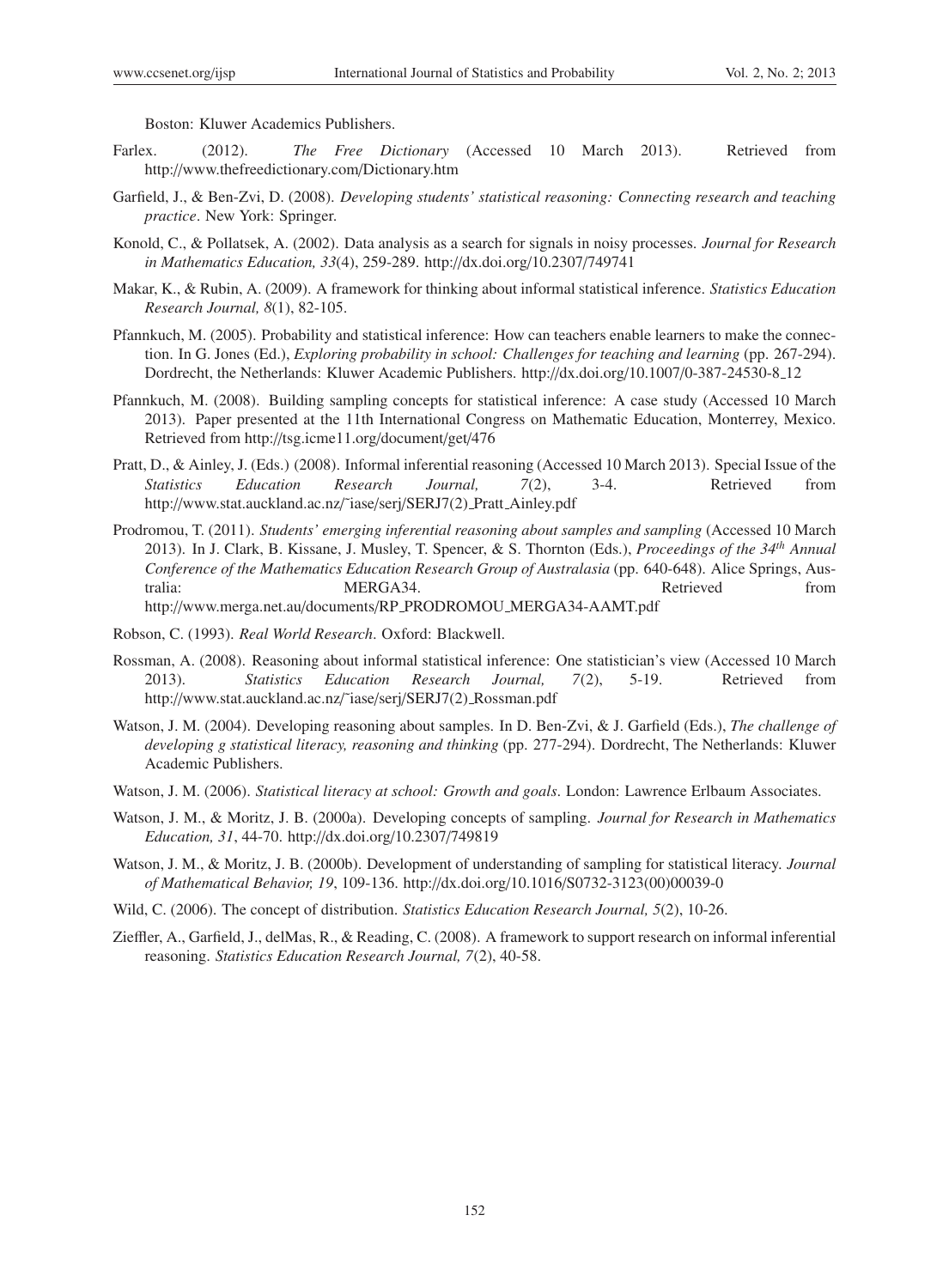Boston: Kluwer Academics Publishers.

Farlex. (2012). *The Free Dictionary* (Accessed 10 March 2013). Retrieved from http://www.thefreedictionary.com/Dictionary.htm

Garfield, J., & Ben-Zvi, D. (2008). *Developing students' statistical reasoning: Connecting research and teaching practice*. New York: Springer.

Konold, C., & Pollatsek, A. (2002). Data analysis as a search for signals in noisy processes. *Journal for Research in Mathematics Education, 33*(4), 259-289. http://dx.doi.org/10.2307/749741

Makar, K., & Rubin, A. (2009). A framework for thinking about informal statistical inference. *Statistics Education Research Journal, 8*(1), 82-105.

Pfannkuch, M. (2005). Probability and statistical inference: How can teachers enable learners to make the connection. In G. Jones (Ed.), *Exploring probability in school: Challenges for teaching and learning* (pp. 267-294). Dordrecht, the Netherlands: Kluwer Academic Publishers. http://dx.doi.org/10.1007/0-387-24530-8_12

Pfannkuch, M. (2008). Building sampling concepts for statistical inference: A case study (Accessed 10 March 2013). Paper presented at the 11th International Congress on Mathematic Education, Monterrey, Mexico. Retrieved from http://tsg.icme11.org/document/get/476

Pratt, D., & Ainley, J. (Eds.) (2008). Informal inferential reasoning (Accessed 10 March 2013). Special Issue of the *Statistics Education Research Journal, 7*(2), 3-4. Retrieved from http://www.stat.auckland.ac.nz/~iase/serj/SERJ7(2)_Pratt_Ainley.pdf

Prodromou, T. (2011). *Students' emerging inferential reasoning about samples and sampling* (Accessed 10 March 2013). In J. Clark, B. Kissane, J. Musley, T. Spencer, & S. Thornton (Eds.), *Proceedings of the 34th Annual Conference of the Mathematics Education Research Group of Australasia* (pp. 640-648). Alice Springs, Australia: MERGA34. Retrieved from http://www.merga.net.au/documents/RP_PRODROMOU_MERGA34-AAMT.pdf

Robson, C. (1993). *Real World Research*. Oxford: Blackwell.

Rossman, A. (2008). Reasoning about informal statistical inference: One statistician's view (Accessed 10 March 2013). *Statistics Education Research Journal, 7*(2), 5-19. Retrieved from http://www.stat.auckland.ac.nz/~iase/serj/SERJ7(2)_Rossman.pdf

Watson, J. M. (2004). Developing reasoning about samples. In D. Ben-Zvi, & J. Garfield (Eds.), *The challenge of developing g statistical literacy, reasoning and thinking* (pp. 277-294). Dordrecht, The Netherlands: Kluwer Academic Publishers.

Watson, J. M. (2006). *Statistical literacy at school: Growth and goals*. London: Lawrence Erlbaum Associates.

Watson, J. M., & Moritz, J. B. (2000a). Developing concepts of sampling. *Journal for Research in Mathematics Education, 31*, 44-70. http://dx.doi.org/10.2307/749819

Watson, J. M., & Moritz, J. B. (2000b). Development of understanding of sampling for statistical literacy. *Journal of Mathematical Behavior, 19*, 109-136. http://dx.doi.org/10.1016/S0732-3123(00)00039-0

Wild, C. (2006). The concept of distribution. *Statistics Education Research Journal, 5*(2), 10-26.

Zieffler, A., Garfield, J., delMas, R., & Reading, C. (2008). A framework to support research on informal inferential reasoning. *Statistics Education Research Journal, 7*(2), 40-58.